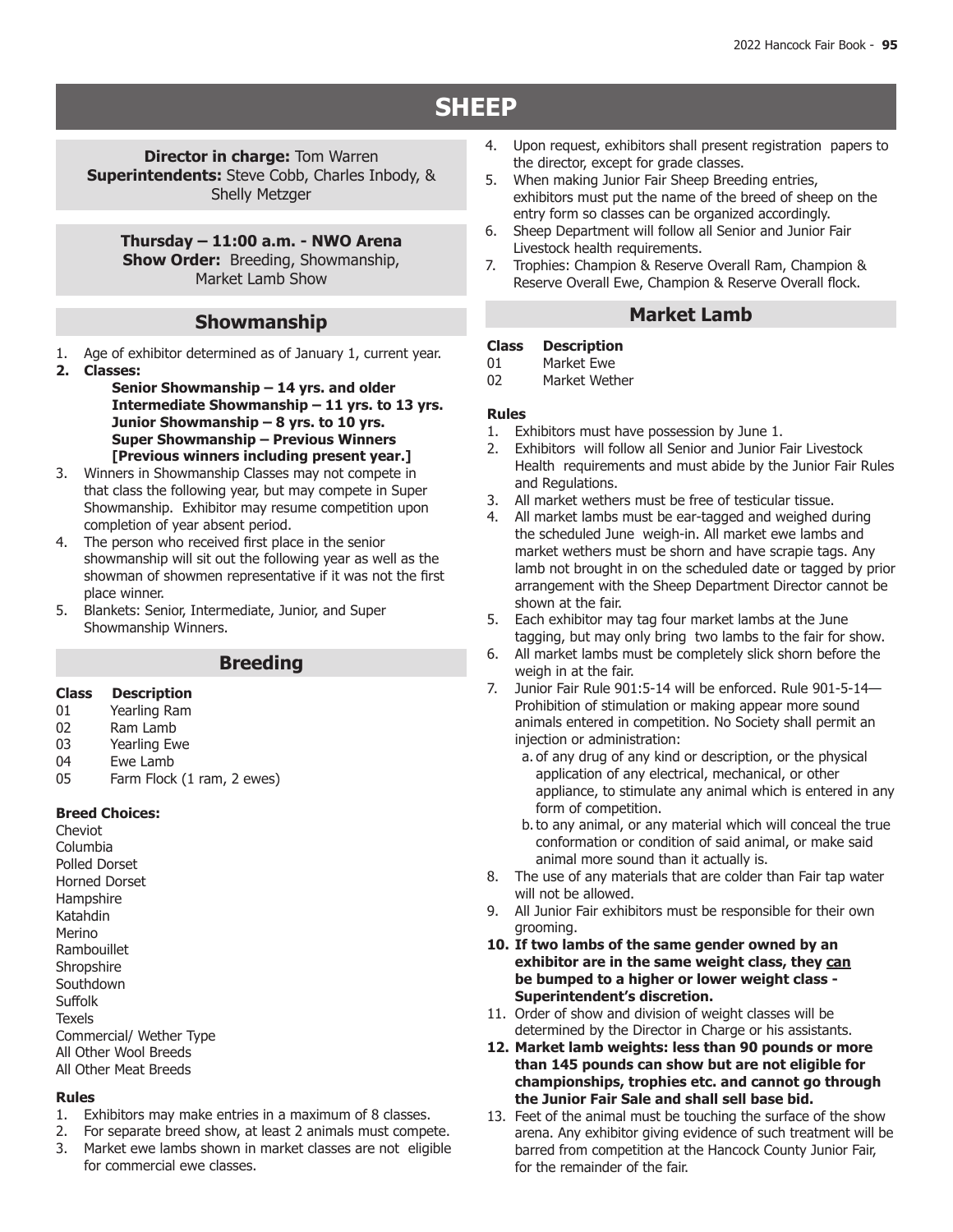# SHEEP

**Director in charge:** Tom Warren
**Superintendents:** Steve Cobb, Charles Inbody, & Shelly Metzger

**Thursday – 11:00 a.m. - NWO Arena**
**Show Order:** Breeding, Showmanship, Market Lamb Show

## Showmanship

1. Age of exhibitor determined as of January 1, current year.
2. **Classes:**
   **Senior Showmanship – 14 yrs. and older**
   **Intermediate Showmanship – 11 yrs. to 13 yrs.**
   **Junior Showmanship – 8 yrs. to 10 yrs.**
   **Super Showmanship – Previous Winners [Previous winners including present year.]**
3. Winners in Showmanship Classes may not compete in that class the following year, but may compete in Super Showmanship. Exhibitor may resume competition upon completion of year absent period.
4. The person who received first place in the senior showmanship will sit out the following year as well as the showman of showmen representative if it was not the first place winner.
5. Blankets: Senior, Intermediate, Junior, and Super Showmanship Winners.

## Breeding

| Class | Description |
|---|---|
| 01 | Yearling Ram |
| 02 | Ram Lamb |
| 03 | Yearling Ewe |
| 04 | Ewe Lamb |
| 05 | Farm Flock (1 ram, 2 ewes) |

### Breed Choices:

Cheviot
Columbia
Polled Dorset
Horned Dorset
Hampshire
Katahdin
Merino
Rambouillet
Shropshire
Southdown
Suffolk
Texels
Commercial/ Wether Type
All Other Wool Breeds
All Other Meat Breeds

### Rules

1. Exhibitors may make entries in a maximum of 8 classes.
2. For separate breed show, at least 2 animals must compete.
3. Market ewe lambs shown in market classes are not eligible for commercial ewe classes.
4. Upon request, exhibitors shall present registration papers to the director, except for grade classes.
5. When making Junior Fair Sheep Breeding entries, exhibitors must put the name of the breed of sheep on the entry form so classes can be organized accordingly.
6. Sheep Department will follow all Senior and Junior Fair Livestock health requirements.
7. Trophies: Champion & Reserve Overall Ram, Champion & Reserve Overall Ewe, Champion & Reserve Overall flock.

## Market Lamb

| Class | Description |
|---|---|
| 01 | Market Ewe |
| 02 | Market Wether |

### Rules

1. Exhibitors must have possession by June 1.
2. Exhibitors will follow all Senior and Junior Fair Livestock Health requirements and must abide by the Junior Fair Rules and Regulations.
3. All market wethers must be free of testicular tissue.
4. All market lambs must be ear-tagged and weighed during the scheduled June weigh-in. All market ewe lambs and market wethers must be shorn and have scrapie tags. Any lamb not brought in on the scheduled date or tagged by prior arrangement with the Sheep Department Director cannot be shown at the fair.
5. Each exhibitor may tag four market lambs at the June tagging, but may only bring two lambs to the fair for show.
6. All market lambs must be completely slick shorn before the weigh in at the fair.
7. Junior Fair Rule 901:5-14 will be enforced. Rule 901-5-14—Prohibition of stimulation or making appear more sound animals entered in competition. No Society shall permit an injection or administration:
   a. of any drug of any kind or description, or the physical application of any electrical, mechanical, or other appliance, to stimulate any animal which is entered in any form of competition.
   b. to any animal, or any material which will conceal the true conformation or condition of said animal, or make said animal more sound than it actually is.
8. The use of any materials that are colder than Fair tap water will not be allowed.
9. All Junior Fair exhibitors must be responsible for their own grooming.
10. **If two lambs of the same gender owned by an exhibitor are in the same weight class, they <u>can</u> be bumped to a higher or lower weight class - Superintendent's discretion.**
11. Order of show and division of weight classes will be determined by the Director in Charge or his assistants.
12. **Market lamb weights: less than 90 pounds or more than 145 pounds can show but are not eligible for championships, trophies etc. and cannot go through the Junior Fair Sale and shall sell base bid.**
13. Feet of the animal must be touching the surface of the show arena. Any exhibitor giving evidence of such treatment will be barred from competition at the Hancock County Junior Fair, for the remainder of the fair.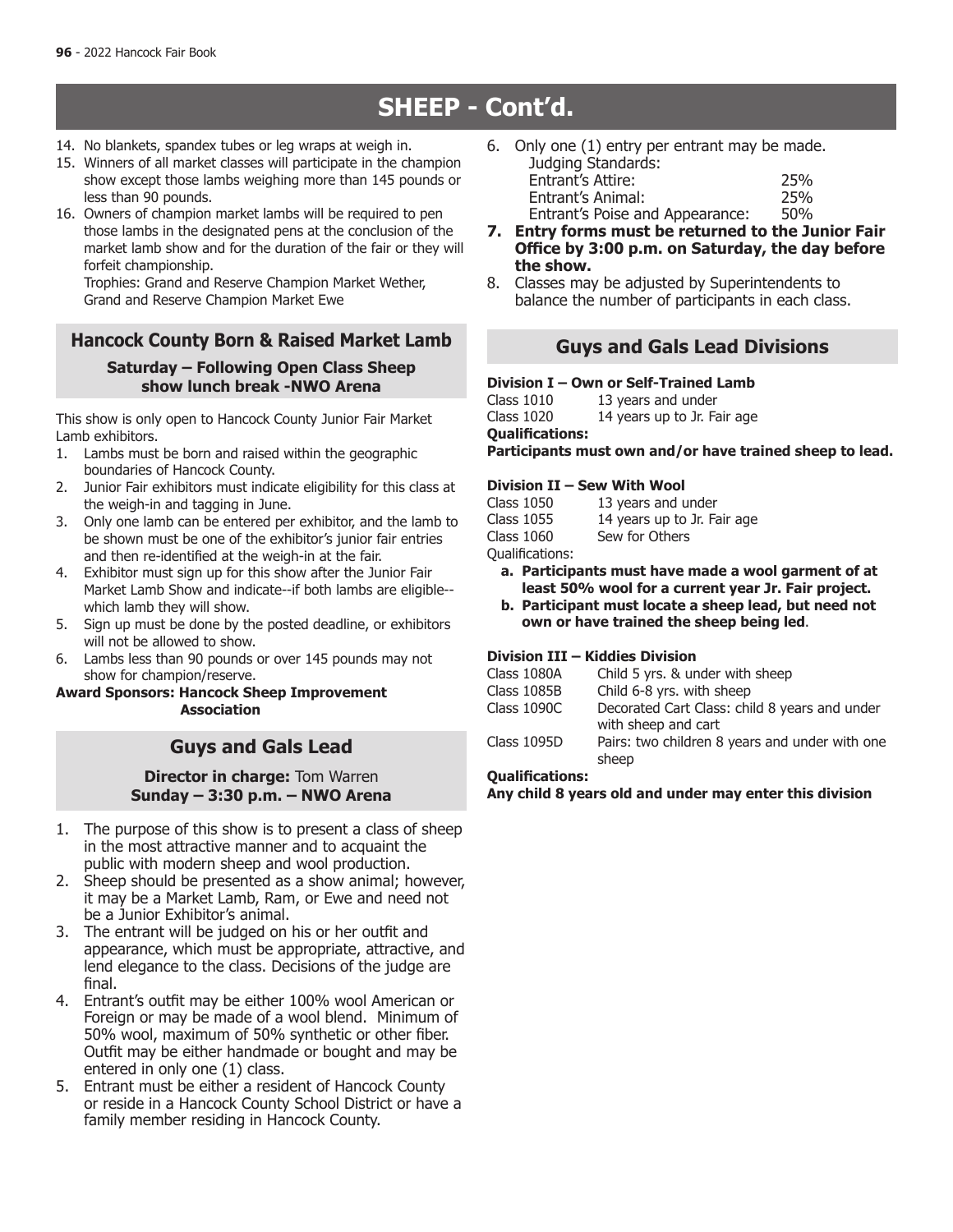# SHEEP - Cont'd.

14. No blankets, spandex tubes or leg wraps at weigh in.
15. Winners of all market classes will participate in the champion show except those lambs weighing more than 145 pounds or less than 90 pounds.
16. Owners of champion market lambs will be required to pen those lambs in the designated pens at the conclusion of the market lamb show and for the duration of the fair or they will forfeit championship.

    Trophies: Grand and Reserve Champion Market Wether, Grand and Reserve Champion Market Ewe

## Hancock County Born & Raised Market Lamb

**Saturday – Following Open Class Sheep show lunch break -NWO Arena**

This show is only open to Hancock County Junior Fair Market Lamb exhibitors.

1. Lambs must be born and raised within the geographic boundaries of Hancock County.
2. Junior Fair exhibitors must indicate eligibility for this class at the weigh-in and tagging in June.
3. Only one lamb can be entered per exhibitor, and the lamb to be shown must be one of the exhibitor's junior fair entries and then re-identified at the weigh-in at the fair.
4. Exhibitor must sign up for this show after the Junior Fair Market Lamb Show and indicate--if both lambs are eligible--which lamb they will show.
5. Sign up must be done by the posted deadline, or exhibitors will not be allowed to show.
6. Lambs less than 90 pounds or over 145 pounds may not show for champion/reserve.

**Award Sponsors: Hancock Sheep Improvement Association**

## Guys and Gals Lead

**Director in charge:** Tom Warren
**Sunday – 3:30 p.m. – NWO Arena**

1. The purpose of this show is to present a class of sheep in the most attractive manner and to acquaint the public with modern sheep and wool production.
2. Sheep should be presented as a show animal; however, it may be a Market Lamb, Ram, or Ewe and need not be a Junior Exhibitor's animal.
3. The entrant will be judged on his or her outfit and appearance, which must be appropriate, attractive, and lend elegance to the class. Decisions of the judge are final.
4. Entrant's outfit may be either 100% wool American or Foreign or may be made of a wool blend. Minimum of 50% wool, maximum of 50% synthetic or other fiber. Outfit may be either handmade or bought and may be entered in only one (1) class.
5. Entrant must be either a resident of Hancock County or reside in a Hancock County School District or have a family member residing in Hancock County.
6. Only one (1) entry per entrant may be made.

   Judging Standards:

   | | |
   |---|---|
   | Entrant's Attire: | 25% |
   | Entrant's Animal: | 25% |
   | Entrant's Poise and Appearance: | 50% |

7. **Entry forms must be returned to the Junior Fair Office by 3:00 p.m. on Saturday, the day before the show.**
8. Classes may be adjusted by Superintendents to balance the number of participants in each class.

## Guys and Gals Lead Divisions

**Division I – Own or Self-Trained Lamb**

| | |
|---|---|
| Class 1010 | 13 years and under |
| Class 1020 | 14 years up to Jr. Fair age |

**Qualifications:**

**Participants must own and/or have trained sheep to lead.**

**Division II – Sew With Wool**

| | |
|---|---|
| Class 1050 | 13 years and under |
| Class 1055 | 14 years up to Jr. Fair age |
| Class 1060 | Sew for Others |

Qualifications:

a. **Participants must have made a wool garment of at least 50% wool for a current year Jr. Fair project.**
b. **Participant must locate a sheep lead, but need not own or have trained the sheep being led**.

**Division III – Kiddies Division**

| | |
|---|---|
| Class 1080A | Child 5 yrs. & under with sheep |
| Class 1085B | Child 6-8 yrs. with sheep |
| Class 1090C | Decorated Cart Class: child 8 years and under with sheep and cart |
| Class 1095D | Pairs: two children 8 years and under with one sheep |

**Qualifications:**

**Any child 8 years old and under may enter this division**